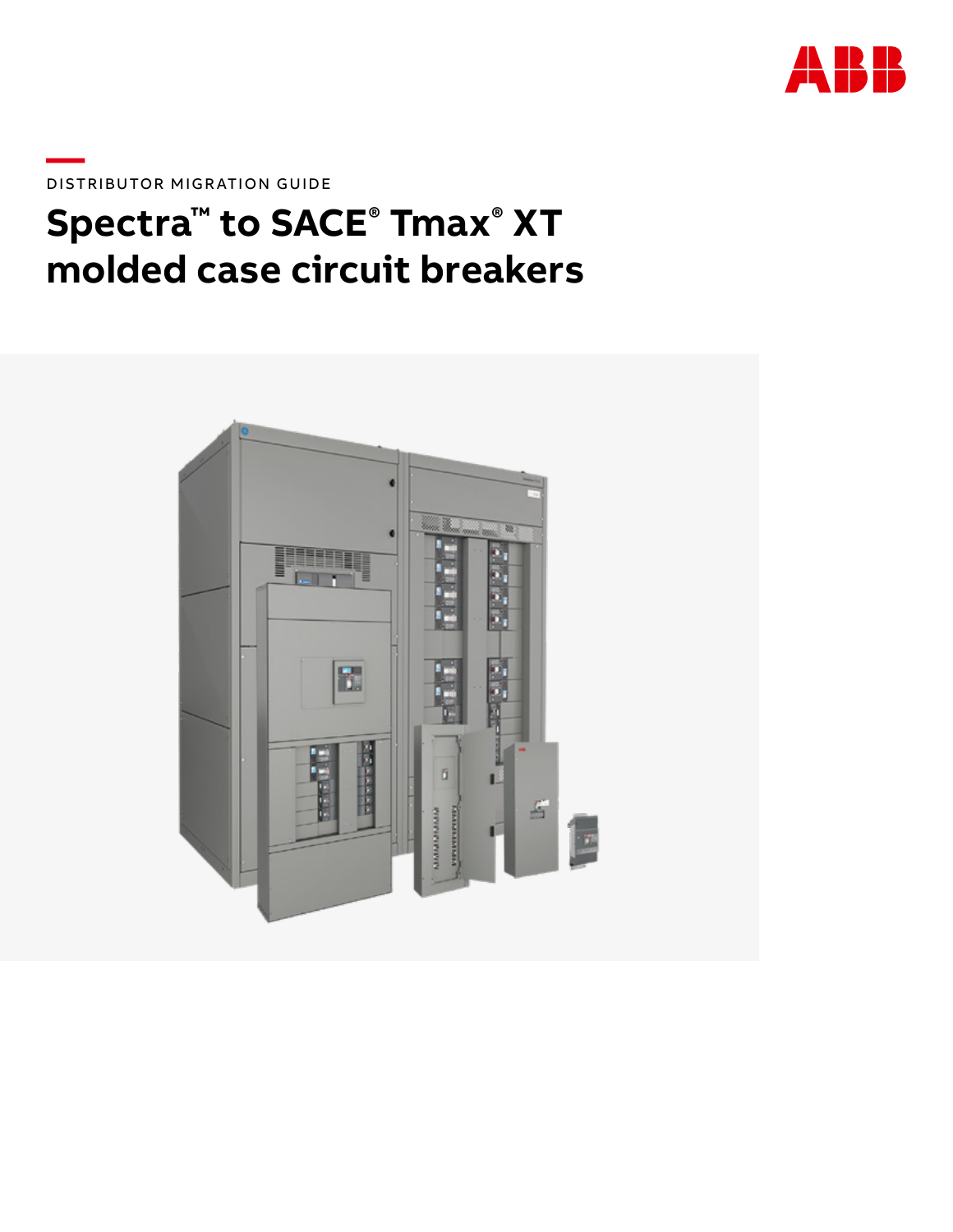DISTRIBUTOR MIGRATION GUIDE

# Spectra™ to SACE® Tmax® XT molded case circuit breakers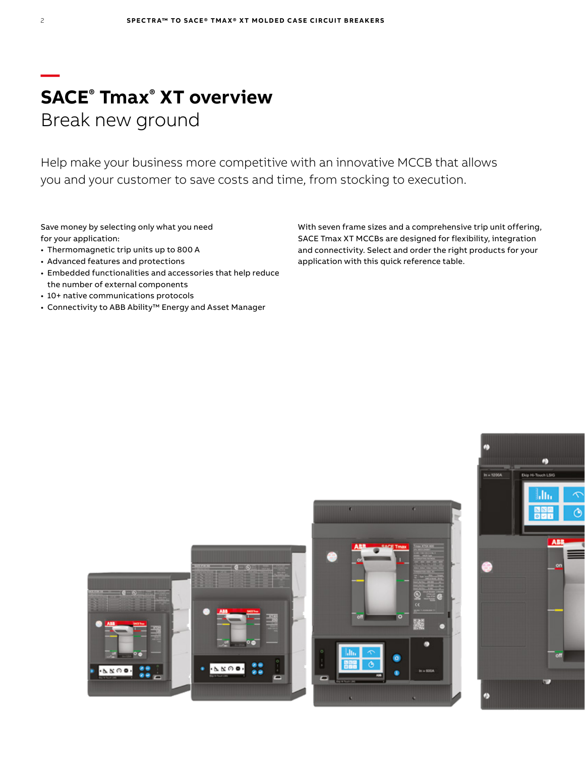# SACE® Tmax® XT overview

## Break new ground

Help make your business more competitive with an innovative MCCB that allows you and your customer to save costs and time, from stocking to execution.

Save money by selecting only what you need for your application:

- Thermomagnetic trip units up to 800 A
- Advanced features and protections
- Embedded functionalities and accessories that help reduce the number of external components
- 10+ native communications protocols
- Connectivity to ABB Ability™ Energy and Asset Manager

With seven frame sizes and a comprehensive trip unit offering, SACE Tmax XT MCCBs are designed for flexibility, integration and connectivity. Select and order the right products for your application with this quick reference table.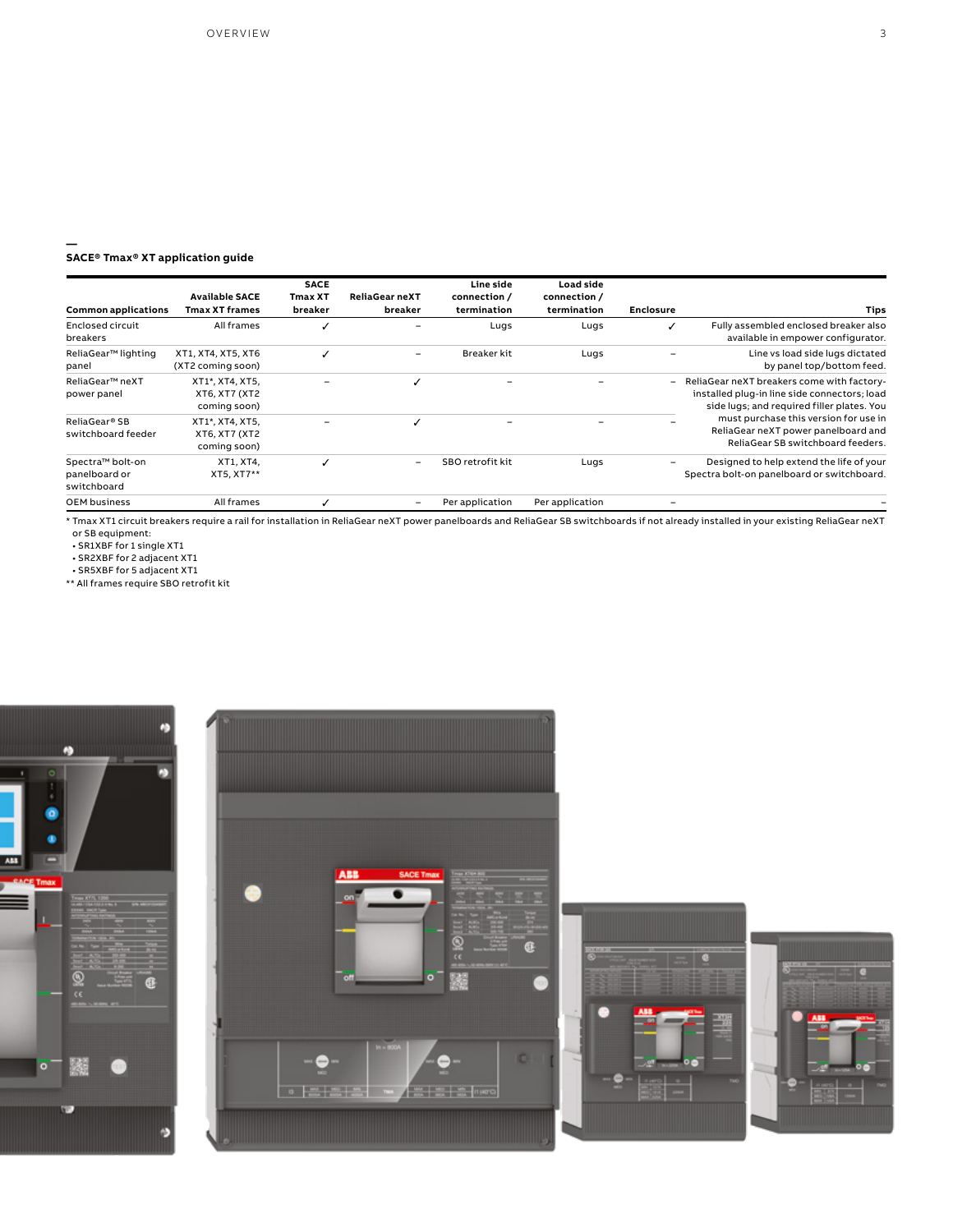## SACE® Tmax® XT application guide

| Common applications | Available SACE Tmax XT frames | SACE Tmax XT breaker | ReliaGear neXT breaker | Line side connection / termination | Load side connection / termination | Enclosure | Tips |
|---|---|---|---|---|---|---|---|
| Enclosed circuit breakers | All frames | ✓ | – | Lugs | Lugs | ✓ | Fully assembled enclosed breaker also available in empower configurator. |
| ReliaGear™ lighting panel | XT1, XT4, XT5, XT6 (XT2 coming soon) | ✓ | – | Breaker kit | Lugs | – | Line vs load side lugs dictated by panel top/bottom feed. |
| ReliaGear™ neXT power panel | XT1*, XT4, XT5, XT6, XT7 (XT2 coming soon) | – | ✓ | – | – | – | ReliaGear neXT breakers come with factory-installed plug-in line side connectors; load side lugs; and required filler plates. You must purchase this version for use in ReliaGear neXT power panelboard and ReliaGear SB switchboard feeders. |
| ReliaGear® SB switchboard feeder | XT1*, XT4, XT5, XT6, XT7 (XT2 coming soon) | – | ✓ | – | – | – | |
| Spectra™ bolt-on panelboard or switchboard | XT1, XT4, XT5, XT7** | ✓ | – | SBO retrofit kit | Lugs | – | Designed to help extend the life of your Spectra bolt-on panelboard or switchboard. |
| OEM business | All frames | ✓ | – | Per application | Per application | – | – |

\* Tmax XT1 circuit breakers require a rail for installation in ReliaGear neXT power panelboards and ReliaGear SB switchboards if not already installed in your existing ReliaGear neXT or SB equipment:
- SR1XBF for 1 single XT1
- SR2XBF for 2 adjacent XT1
- SR5XBF for 5 adjacent XT1

** All frames require SBO retrofit kit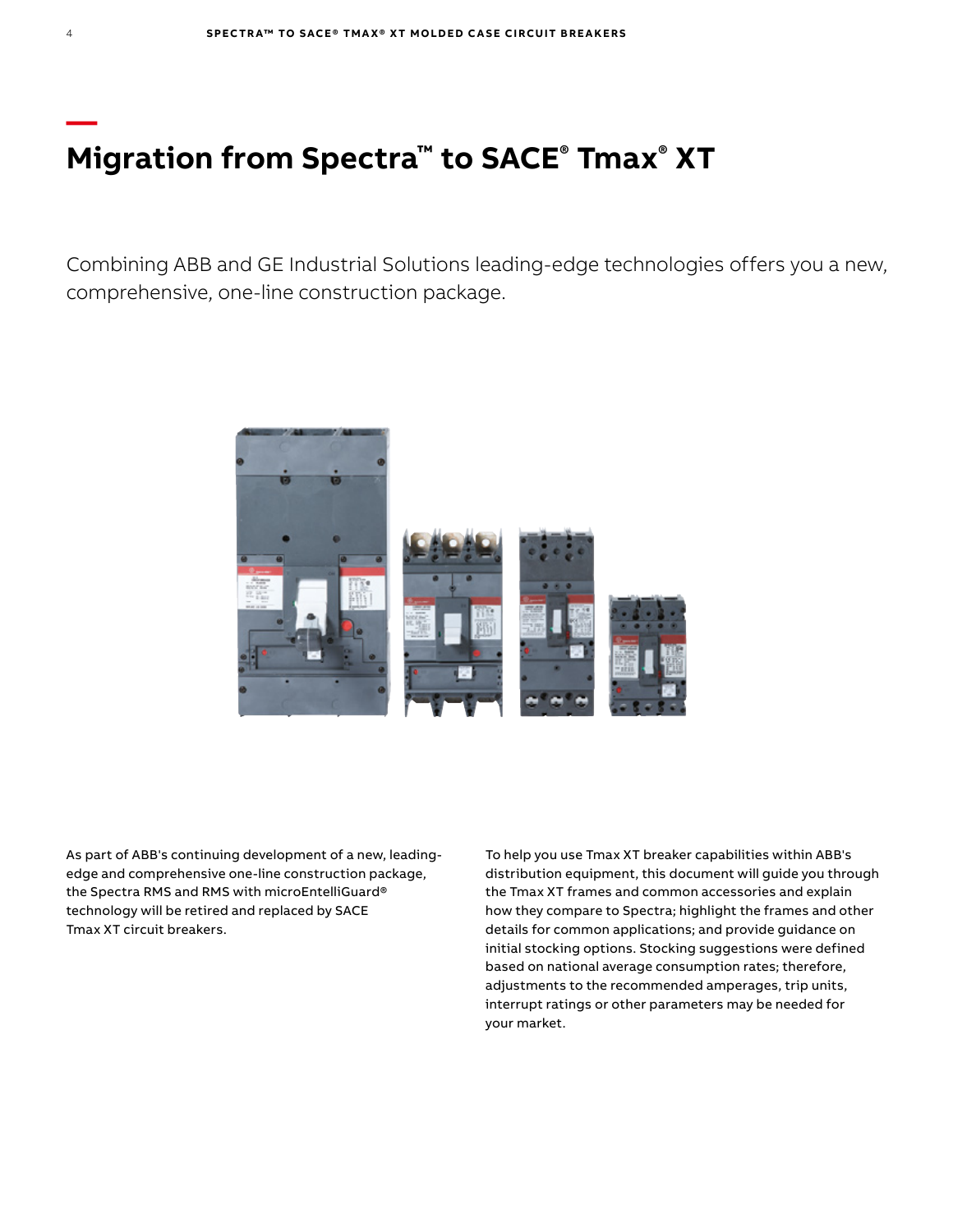# Migration from Spectra™ to SACE® Tmax® XT

Combining ABB and GE Industrial Solutions leading-edge technologies offers you a new, comprehensive, one-line construction package.

As part of ABB's continuing development of a new, leading-edge and comprehensive one-line construction package, the Spectra RMS and RMS with microEntelliGuard® technology will be retired and replaced by SACE Tmax XT circuit breakers.

To help you use Tmax XT breaker capabilities within ABB's distribution equipment, this document will guide you through the Tmax XT frames and common accessories and explain how they compare to Spectra; highlight the frames and other details for common applications; and provide guidance on initial stocking options. Stocking suggestions were defined based on national average consumption rates; therefore, adjustments to the recommended amperages, trip units, interrupt ratings or other parameters may be needed for your market.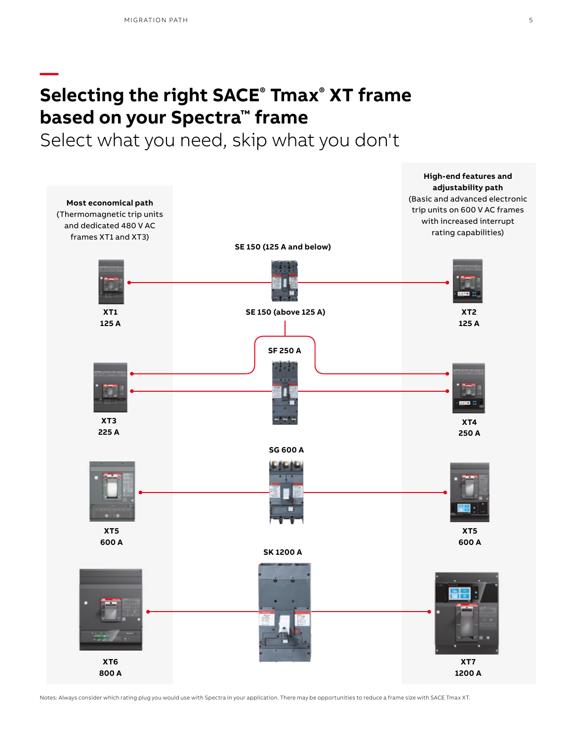# Selecting the right SACE® Tmax® XT frame based on your Spectra™ frame

Select what you need, skip what you don't

| Most economical path (Thermomagnetic trip units and dedicated 480 V AC frames XT1 and XT3) | Spectra frame | High-end features and adjustability path (Basic and advanced electronic trip units on 600 V AC frames with increased interrupt rating capabilities) |
|---|---|---|
| XT1 125 A | SE 150 (125 A and below) | XT2 125 A |
| XT3 225 A | SE 150 (above 125 A) | XT4 250 A |
| XT3 225 A | SF 250 A | XT4 250 A |
| XT5 600 A | SG 600 A | XT5 600 A |
| XT6 800 A | SK 1200 A | XT7 1200 A |

Notes: Always consider which rating plug you would use with Spectra in your application. There may be opportunities to reduce a frame size with SACE Tmax XT.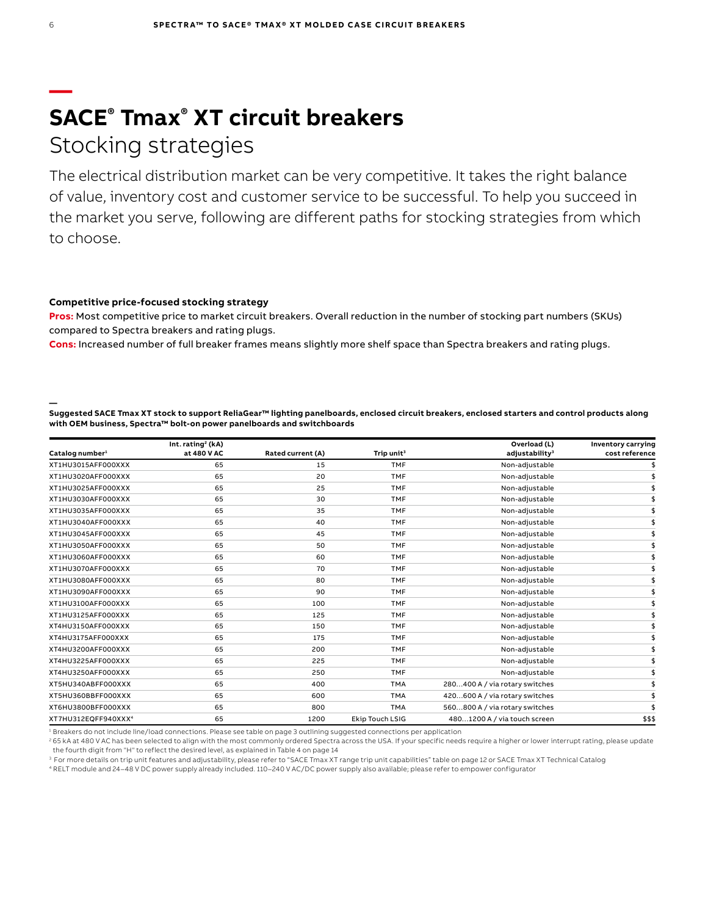# SACE® Tmax® XT circuit breakers

## Stocking strategies

The electrical distribution market can be very competitive. It takes the right balance of value, inventory cost and customer service to be successful. To help you succeed in the market you serve, following are different paths for stocking strategies from which to choose.

**Competitive price-focused stocking strategy**

**Pros:** Most competitive price to market circuit breakers. Overall reduction in the number of stocking part numbers (SKUs) compared to Spectra breakers and rating plugs.

**Cons:** Increased number of full breaker frames means slightly more shelf space than Spectra breakers and rating plugs.

**Suggested SACE Tmax XT stock to support ReliaGear™ lighting panelboards, enclosed circuit breakers, enclosed starters and control products along with OEM business, Spectra™ bolt-on power panelboards and switchboards**

| Catalog number[1] | Int. rating[2] (kA) at 480 V AC | Rated current (A) | Trip unit[3] | Overload (L) adjustability[3] | Inventory carrying cost reference |
|---|---|---|---|---|---|
| XT1HU3015AFF000XXX | 65 | 15 | TMF | Non-adjustable | $ |
| XT1HU3020AFF000XXX | 65 | 20 | TMF | Non-adjustable | $ |
| XT1HU3025AFF000XXX | 65 | 25 | TMF | Non-adjustable | $ |
| XT1HU3030AFF000XXX | 65 | 30 | TMF | Non-adjustable | $ |
| XT1HU3035AFF000XXX | 65 | 35 | TMF | Non-adjustable | $ |
| XT1HU3040AFF000XXX | 65 | 40 | TMF | Non-adjustable | $ |
| XT1HU3045AFF000XXX | 65 | 45 | TMF | Non-adjustable | $ |
| XT1HU3050AFF000XXX | 65 | 50 | TMF | Non-adjustable | $ |
| XT1HU3060AFF000XXX | 65 | 60 | TMF | Non-adjustable | $ |
| XT1HU3070AFF000XXX | 65 | 70 | TMF | Non-adjustable | $ |
| XT1HU3080AFF000XXX | 65 | 80 | TMF | Non-adjustable | $ |
| XT1HU3090AFF000XXX | 65 | 90 | TMF | Non-adjustable | $ |
| XT1HU3100AFF000XXX | 65 | 100 | TMF | Non-adjustable | $ |
| XT1HU3125AFF000XXX | 65 | 125 | TMF | Non-adjustable | $ |
| XT4HU3150AFF000XXX | 65 | 150 | TMF | Non-adjustable | $ |
| XT4HU3175AFF000XXX | 65 | 175 | TMF | Non-adjustable | $ |
| XT4HU3200AFF000XXX | 65 | 200 | TMF | Non-adjustable | $ |
| XT4HU3225AFF000XXX | 65 | 225 | TMF | Non-adjustable | $ |
| XT4HU3250AFF000XXX | 65 | 250 | TMF | Non-adjustable | $ |
| XT5HU340ABFF000XXX | 65 | 400 | TMA | 280…400 A / via rotary switches | $ |
| XT5HU360BBFF000XXX | 65 | 600 | TMA | 420…600 A / via rotary switches | $ |
| XT6HU3800BFF000XXX | 65 | 800 | TMA | 560…800 A / via rotary switches | $ |
| XT7HU312EQFF940XXX[4] | 65 | 1200 | Ekip Touch LSIG | 480…1200 A / via touch screen | $$$ |

[1] Breakers do not include line/load connections. Please see table on page 3 outlining suggested connections per application

[2] 65 kA at 480 V AC has been selected to align with the most commonly ordered Spectra across the USA. If your specific needs require a higher or lower interrupt rating, please update the fourth digit from "H" to reflect the desired level, as explained in Table 4 on page 14

[3] For more details on trip unit features and adjustability, please refer to "SACE Tmax XT range trip unit capabilities" table on page 12 or SACE Tmax XT Technical Catalog

[4] RELT module and 24–48 V DC power supply already included. 110–240 V AC/DC power supply also available; please refer to empower configurator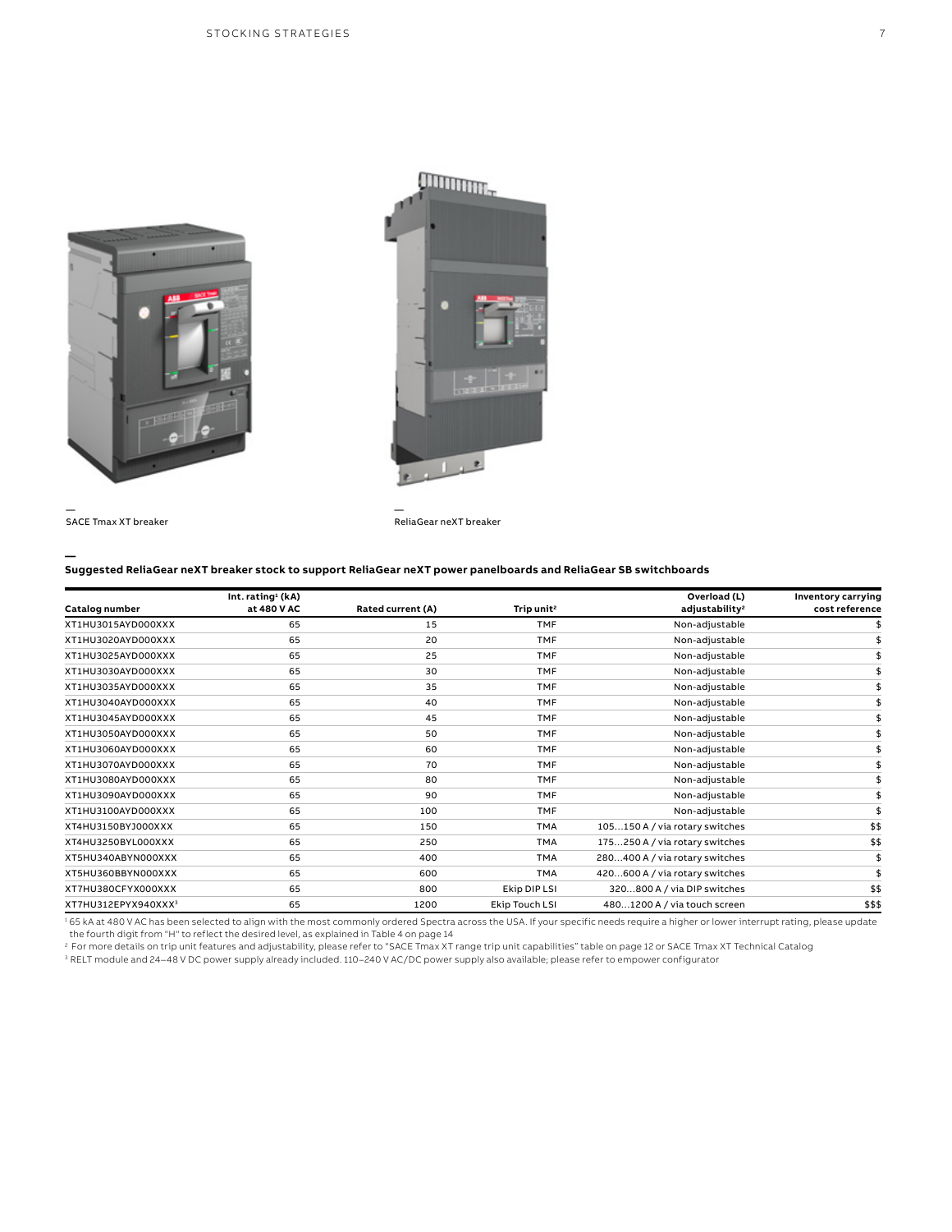SACE Tmax XT breaker

ReliaGear neXT breaker

**Suggested ReliaGear neXT breaker stock to support ReliaGear neXT power panelboards and ReliaGear SB switchboards**

| Catalog number | Int. rating[1] (kA) at 480 V AC | Rated current (A) | Trip unit[2] | Overload (L) adjustability[2] | Inventory carrying cost reference |
|---|---|---|---|---|---|
| XT1HU3015AYD000XXX | 65 | 15 | TMF | Non-adjustable | $ |
| XT1HU3020AYD000XXX | 65 | 20 | TMF | Non-adjustable | $ |
| XT1HU3025AYD000XXX | 65 | 25 | TMF | Non-adjustable | $ |
| XT1HU3030AYD000XXX | 65 | 30 | TMF | Non-adjustable | $ |
| XT1HU3035AYD000XXX | 65 | 35 | TMF | Non-adjustable | $ |
| XT1HU3040AYD000XXX | 65 | 40 | TMF | Non-adjustable | $ |
| XT1HU3045AYD000XXX | 65 | 45 | TMF | Non-adjustable | $ |
| XT1HU3050AYD000XXX | 65 | 50 | TMF | Non-adjustable | $ |
| XT1HU3060AYD000XXX | 65 | 60 | TMF | Non-adjustable | $ |
| XT1HU3070AYD000XXX | 65 | 70 | TMF | Non-adjustable | $ |
| XT1HU3080AYD000XXX | 65 | 80 | TMF | Non-adjustable | $ |
| XT1HU3090AYD000XXX | 65 | 90 | TMF | Non-adjustable | $ |
| XT1HU3100AYD000XXX | 65 | 100 | TMF | Non-adjustable | $ |
| XT4HU3150BYJ000XXX | 65 | 150 | TMA | 105…150 A / via rotary switches | $$ |
| XT4HU3250BYL000XXX | 65 | 250 | TMA | 175…250 A / via rotary switches | $$ |
| XT5HU340ABYN000XXX | 65 | 400 | TMA | 280…400 A / via rotary switches | $ |
| XT5HU360BBYN000XXX | 65 | 600 | TMA | 420…600 A / via rotary switches | $ |
| XT7HU380CFYX000XXX | 65 | 800 | Ekip DIP LSI | 320…800 A / via DIP switches | $$ |
| XT7HU312EPYX940XXX[3] | 65 | 1200 | Ekip Touch LSI | 480…1200 A / via touch screen | $$$ |

[1] 65 kA at 480 V AC has been selected to align with the most commonly ordered Spectra across the USA. If your specific needs require a higher or lower interrupt rating, please update the fourth digit from "H" to reflect the desired level, as explained in Table 4 on page 14

[2] For more details on trip unit features and adjustability, please refer to "SACE Tmax XT range trip unit capabilities" table on page 12 or SACE Tmax XT Technical Catalog

[3] RELT module and 24–48 V DC power supply already included. 110–240 V AC/DC power supply also available; please refer to empower configurator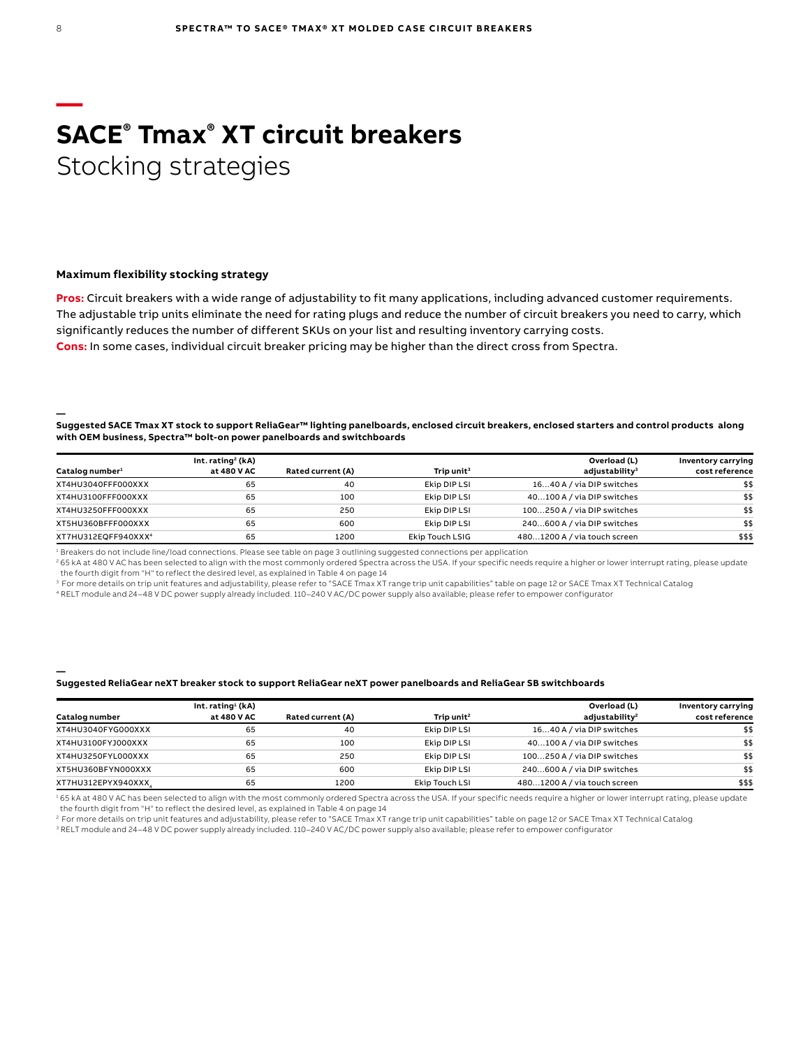# SACE® Tmax® XT circuit breakers
Stocking strategies

### Maximum flexibility stocking strategy

**Pros:** Circuit breakers with a wide range of adjustability to fit many applications, including advanced customer requirements. The adjustable trip units eliminate the need for rating plugs and reduce the number of circuit breakers you need to carry, which significantly reduces the number of different SKUs on your list and resulting inventory carrying costs.
**Cons:** In some cases, individual circuit breaker pricing may be higher than the direct cross from Spectra.

**Suggested SACE Tmax XT stock to support ReliaGear™ lighting panelboards, enclosed circuit breakers, enclosed starters and control products along with OEM business, Spectra™ bolt-on power panelboards and switchboards**

| Catalog number[1] | Int. rating[2] (kA) at 480 V AC | Rated current (A) | Trip unit[3] | Overload (L) adjustability[3] | Inventory carrying cost reference |
|---|---|---|---|---|---|
| XT4HU3040FFF000XXX | 65 | 40 | Ekip DIP LSI | 16…40 A / via DIP switches | $$ |
| XT4HU3100FFF000XXX | 65 | 100 | Ekip DIP LSI | 40…100 A / via DIP switches | $$ |
| XT4HU3250FFF000XXX | 65 | 250 | Ekip DIP LSI | 100…250 A / via DIP switches | $$ |
| XT5HU360BFFF000XXX | 65 | 600 | Ekip DIP LSI | 240…600 A / via DIP switches | $$ |
| XT7HU312EQFF940XXX[4] | 65 | 1200 | Ekip Touch LSIG | 480…1200 A / via touch screen | $$$ |

[1] Breakers do not include line/load connections. Please see table on page 3 outlining suggested connections per application
[2] 65 kA at 480 V AC has been selected to align with the most commonly ordered Spectra across the USA. If your specific needs require a higher or lower interrupt rating, please update the fourth digit from "H" to reflect the desired level, as explained in Table 4 on page 14
[3] For more details on trip unit features and adjustability, please refer to "SACE Tmax XT range trip unit capabilities" table on page 12 or SACE Tmax XT Technical Catalog
[4] RELT module and 24–48 V DC power supply already included. 110–240 V AC/DC power supply also available; please refer to empower configurator

**Suggested ReliaGear neXT breaker stock to support ReliaGear neXT power panelboards and ReliaGear SB switchboards**

| Catalog number | Int. rating[1] (kA) at 480 V AC | Rated current (A) | Trip unit[2] | Overload (L) adjustability[2] | Inventory carrying cost reference |
|---|---|---|---|---|---|
| XT4HU3040FYG000XXX | 65 | 40 | Ekip DIP LSI | 16…40 A / via DIP switches | $$ |
| XT4HU3100FYJ000XXX | 65 | 100 | Ekip DIP LSI | 40…100 A / via DIP switches | $$ |
| XT4HU3250FYL000XXX | 65 | 250 | Ekip DIP LSI | 100…250 A / via DIP switches | $$ |
| XT5HU360BFYN000XXX | 65 | 600 | Ekip DIP LSI | 240…600 A / via DIP switches | $$ |
| XT7HU312EPYX940XXX[3] | 65 | 1200 | Ekip Touch LSI | 480…1200 A / via touch screen | $$$ |

[1] 65 kA at 480 V AC has been selected to align with the most commonly ordered Spectra across the USA. If your specific needs require a higher or lower interrupt rating, please update the fourth digit from "H" to reflect the desired level, as explained in Table 4 on page 14
[2] For more details on trip unit features and adjustability, please refer to "SACE Tmax XT range trip unit capabilities" table on page 12 or SACE Tmax XT Technical Catalog
[3] RELT module and 24–48 V DC power supply already included. 110–240 V AC/DC power supply also available; please refer to empower configurator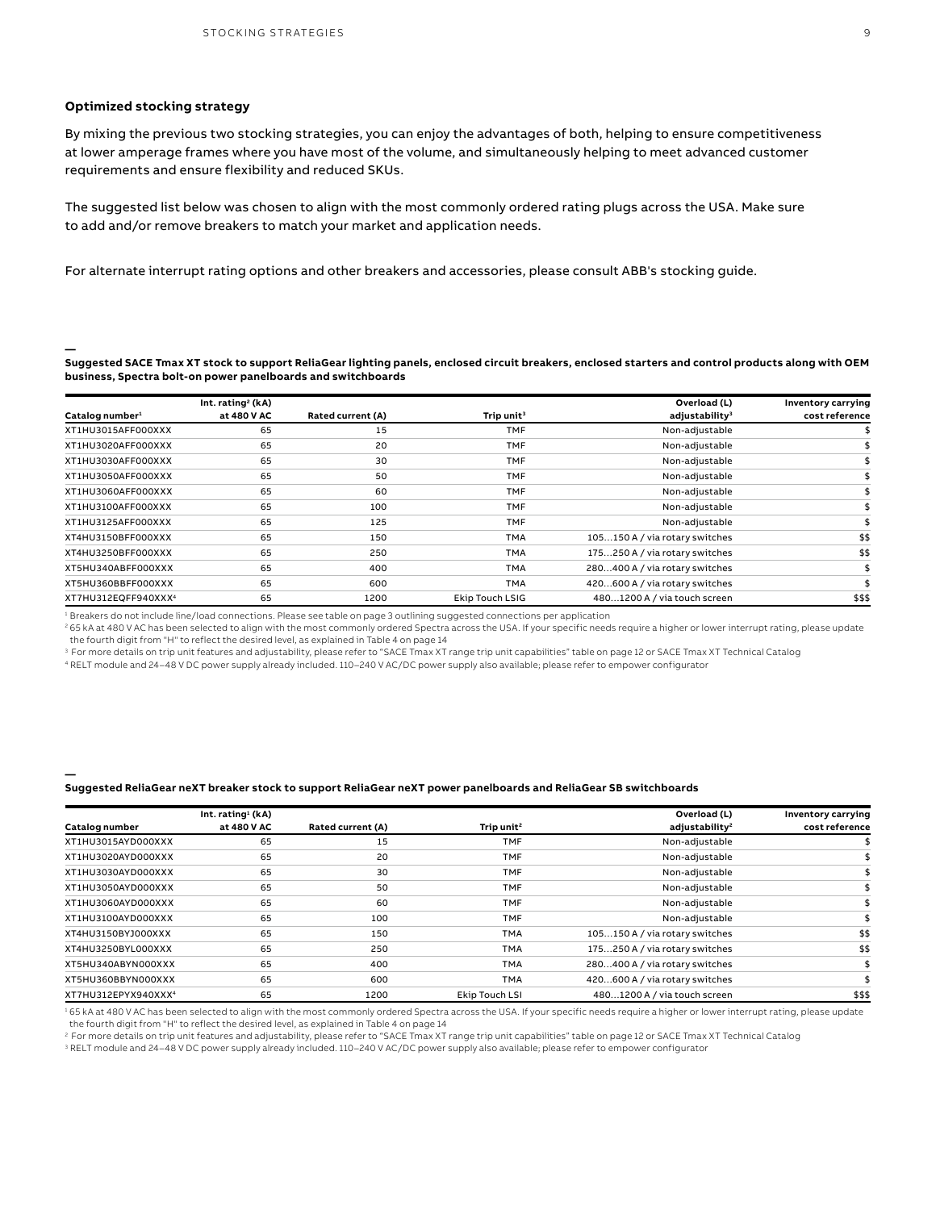### Optimized stocking strategy

By mixing the previous two stocking strategies, you can enjoy the advantages of both, helping to ensure competitiveness at lower amperage frames where you have most of the volume, and simultaneously helping to meet advanced customer requirements and ensure flexibility and reduced SKUs.

The suggested list below was chosen to align with the most commonly ordered rating plugs across the USA. Make sure to add and/or remove breakers to match your market and application needs.

For alternate interrupt rating options and other breakers and accessories, please consult ABB's stocking guide.

**Suggested SACE Tmax XT stock to support ReliaGear lighting panels, enclosed circuit breakers, enclosed starters and control products along with OEM business, Spectra bolt-on power panelboards and switchboards**

| Catalog number[1] | Int. rating[2] (kA) at 480 V AC | Rated current (A) | Trip unit[3] | Overload (L) adjustability[3] | Inventory carrying cost reference |
|---|---|---|---|---|---|
| XT1HU3015AFF000XXX | 65 | 15 | TMF | Non-adjustable | $ |
| XT1HU3020AFF000XXX | 65 | 20 | TMF | Non-adjustable | $ |
| XT1HU3030AFF000XXX | 65 | 30 | TMF | Non-adjustable | $ |
| XT1HU3050AFF000XXX | 65 | 50 | TMF | Non-adjustable | $ |
| XT1HU3060AFF000XXX | 65 | 60 | TMF | Non-adjustable | $ |
| XT1HU3100AFF000XXX | 65 | 100 | TMF | Non-adjustable | $ |
| XT1HU3125AFF000XXX | 65 | 125 | TMF | Non-adjustable | $ |
| XT4HU3150BFF000XXX | 65 | 150 | TMA | 105…150 A / via rotary switches | $$ |
| XT4HU3250BFF000XXX | 65 | 250 | TMA | 175…250 A / via rotary switches | $$ |
| XT5HU340ABFF000XXX | 65 | 400 | TMA | 280…400 A / via rotary switches | $ |
| XT5HU360BBFF000XXX | 65 | 600 | TMA | 420…600 A / via rotary switches | $ |
| XT7HU312EQFF940XXX[4] | 65 | 1200 | Ekip Touch LSIG | 480…1200 A / via touch screen | $$$ |

[1] Breakers do not include line/load connections. Please see table on page 3 outlining suggested connections per application

[2] 65 kA at 480 V AC has been selected to align with the most commonly ordered Spectra across the USA. If your specific needs require a higher or lower interrupt rating, please update the fourth digit from "H" to reflect the desired level, as explained in Table 4 on page 14

[3] For more details on trip unit features and adjustability, please refer to "SACE Tmax XT range trip unit capabilities" table on page 12 or SACE Tmax XT Technical Catalog

[4] RELT module and 24–48 V DC power supply already included. 110–240 V AC/DC power supply also available; please refer to empower configurator

**Suggested ReliaGear neXT breaker stock to support ReliaGear neXT power panelboards and ReliaGear SB switchboards**

| Catalog number | Int. rating[1] (kA) at 480 V AC | Rated current (A) | Trip unit[2] | Overload (L) adjustability[2] | Inventory carrying cost reference |
|---|---|---|---|---|---|
| XT1HU3015AYD000XXX | 65 | 15 | TMF | Non-adjustable | $ |
| XT1HU3020AYD000XXX | 65 | 20 | TMF | Non-adjustable | $ |
| XT1HU3030AYD000XXX | 65 | 30 | TMF | Non-adjustable | $ |
| XT1HU3050AYD000XXX | 65 | 50 | TMF | Non-adjustable | $ |
| XT1HU3060AYD000XXX | 65 | 60 | TMF | Non-adjustable | $ |
| XT1HU3100AYD000XXX | 65 | 100 | TMF | Non-adjustable | $ |
| XT4HU3150BYJ000XXX | 65 | 150 | TMA | 105…150 A / via rotary switches | $$ |
| XT4HU3250BYL000XXX | 65 | 250 | TMA | 175…250 A / via rotary switches | $$ |
| XT5HU340ABYN000XXX | 65 | 400 | TMA | 280…400 A / via rotary switches | $ |
| XT5HU360BBYN000XXX | 65 | 600 | TMA | 420…600 A / via rotary switches | $ |
| XT7HU312EPYX940XXX[4] | 65 | 1200 | Ekip Touch LSI | 480…1200 A / via touch screen | $$$ |

[1] 65 kA at 480 V AC has been selected to align with the most commonly ordered Spectra across the USA. If your specific needs require a higher or lower interrupt rating, please update the fourth digit from "H" to reflect the desired level, as explained in Table 4 on page 14

[2] For more details on trip unit features and adjustability, please refer to "SACE Tmax XT range trip unit capabilities" table on page 12 or SACE Tmax XT Technical Catalog

[3] RELT module and 24–48 V DC power supply already included. 110–240 V AC/DC power supply also available; please refer to empower configurator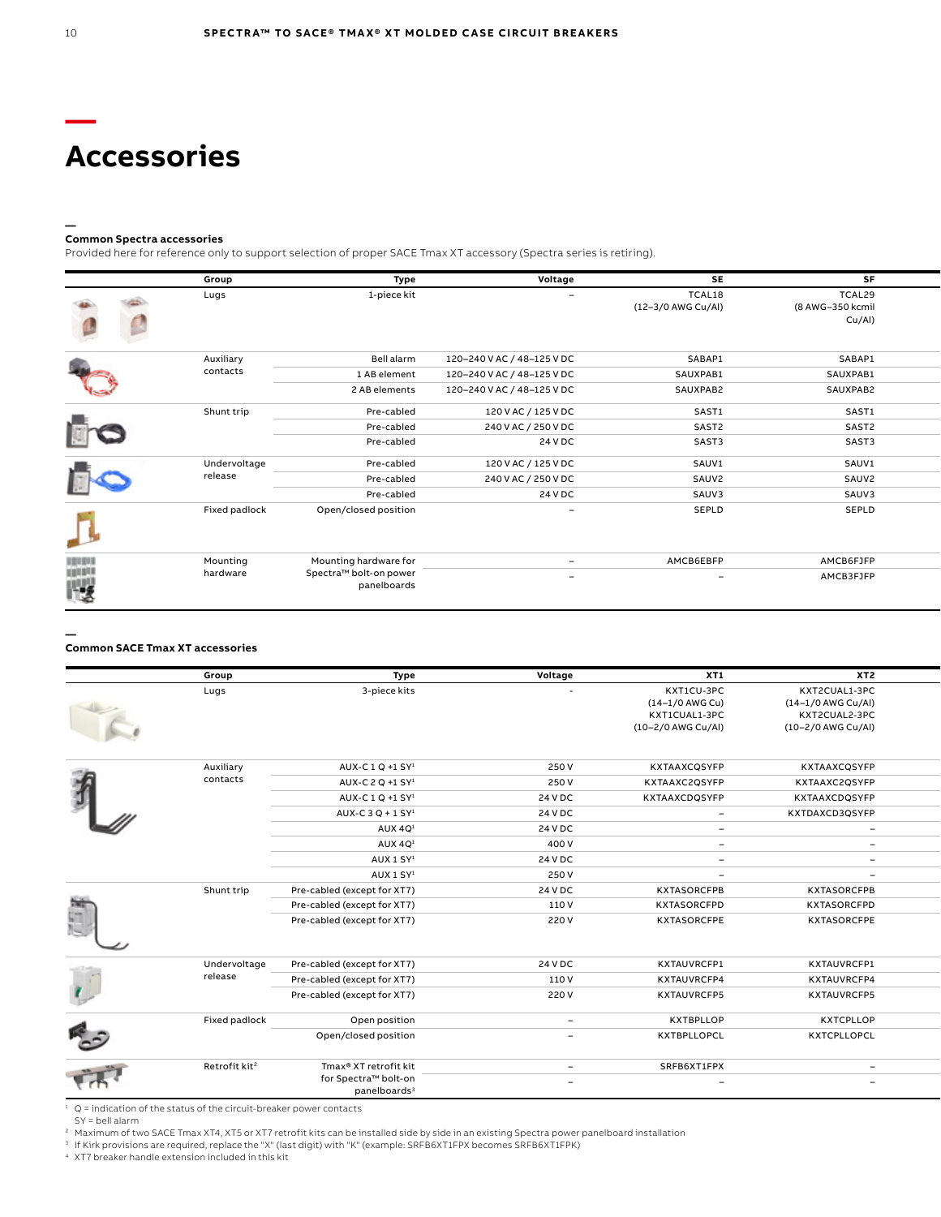# Accessories

**Common Spectra accessories**

Provided here for reference only to support selection of proper SACE Tmax XT accessory (Spectra series is retiring).

| Group | Type | Voltage | SE | SF |
|---|---|---|---|---|
| Lugs | 1-piece kit | – | TCAL18 (12–3/0 AWG Cu/Al) | TCAL29 (8 AWG–350 kcmil Cu/Al) |
| Auxiliary contacts | Bell alarm | 120–240 V AC / 48–125 V DC | SABAP1 | SABAP1 |
| | 1 AB element | 120–240 V AC / 48–125 V DC | SAUXPAB1 | SAUXPAB1 |
| | 2 AB elements | 120–240 V AC / 48–125 V DC | SAUXPAB2 | SAUXPAB2 |
| Shunt trip | Pre-cabled | 120 V AC / 125 V DC | SAST1 | SAST1 |
| | Pre-cabled | 240 V AC / 250 V DC | SAST2 | SAST2 |
| | Pre-cabled | 24 V DC | SAST3 | SAST3 |
| Undervoltage release | Pre-cabled | 120 V AC / 125 V DC | SAUV1 | SAUV1 |
| | Pre-cabled | 240 V AC / 250 V DC | SAUV2 | SAUV2 |
| | Pre-cabled | 24 V DC | SAUV3 | SAUV3 |
| Fixed padlock | Open/closed position | – | SEPLD | SEPLD |
| Mounting hardware | Mounting hardware for Spectra™ bolt-on power panelboards | – | AMCB6EBFP | AMCB6FJFP |
| | | – | – | AMCB3FJFP |

**Common SACE Tmax XT accessories**

| Group | Type | Voltage | XT1 | XT2 |
|---|---|---|---|---|
| Lugs | 3-piece kits | - | KXT1CU-3PC (14–1/0 AWG Cu) KXT1CUAL1-3PC (10–2/0 AWG Cu/Al) | KXT2CUAL1-3PC (14–1/0 AWG Cu/Al) KXT2CUAL2-3PC (10–2/0 AWG Cu/Al) |
| Auxiliary contacts | AUX-C 1 Q +1 SY[1] | 250 V | KXTAAXCQSYFP | KXTAAXCQSYFP |
| | AUX-C 2 Q +1 SY[1] | 250 V | KXTAAXC2QSYFP | KXTAAXC2QSYFP |
| | AUX-C 1 Q +1 SY[1] | 24 V DC | KXTAAXCDQSYFP | KXTAAXCDQSYFP |
| | AUX-C 3 Q + 1 SY[1] | 24 V DC | – | KXTDAXCD3QSYFP |
| | AUX 4Q[1] | 24 V DC | – | – |
| | AUX 4Q[1] | 400 V | – | – |
| | AUX 1 SY[1] | 24 V DC | – | – |
| | AUX 1 SY[1] | 250 V | – | – |
| Shunt trip | Pre-cabled (except for XT7) | 24 V DC | KXTASORCFPB | KXTASORCFPB |
| | Pre-cabled (except for XT7) | 110 V | KXTASORCFPD | KXTASORCFPD |
| | Pre-cabled (except for XT7) | 220 V | KXTASORCFPE | KXTASORCFPE |
| Undervoltage release | Pre-cabled (except for XT7) | 24 V DC | KXTAUVRCFP1 | KXTAUVRCFP1 |
| | Pre-cabled (except for XT7) | 110 V | KXTAUVRCFP4 | KXTAUVRCFP4 |
| | Pre-cabled (except for XT7) | 220 V | KXTAUVRCFP5 | KXTAUVRCFP5 |
| Fixed padlock | Open position | – | KXTBPLLOP | KXTCPLLOP |
| | Open/closed position | – | KXTBPLLOPCL | KXTCPLLOPCL |
| Retrofit kit[2] | Tmax® XT retrofit kit for Spectra™ bolt-on panelboards[3] | – | SRFB6XT1FPX | – |
| | | – | – | – |

[1] Q = indication of the status of the circuit-breaker power contacts
SY = bell alarm

[2] Maximum of two SACE Tmax XT4, XT5 or XT7 retrofit kits can be installed side by side in an existing Spectra power panelboard installation

[3] If Kirk provisions are required, replace the "X" (last digit) with "K" (example: SRFB6XT1FPX becomes SRFB6XT1FPK)

[4] XT7 breaker handle extension included in this kit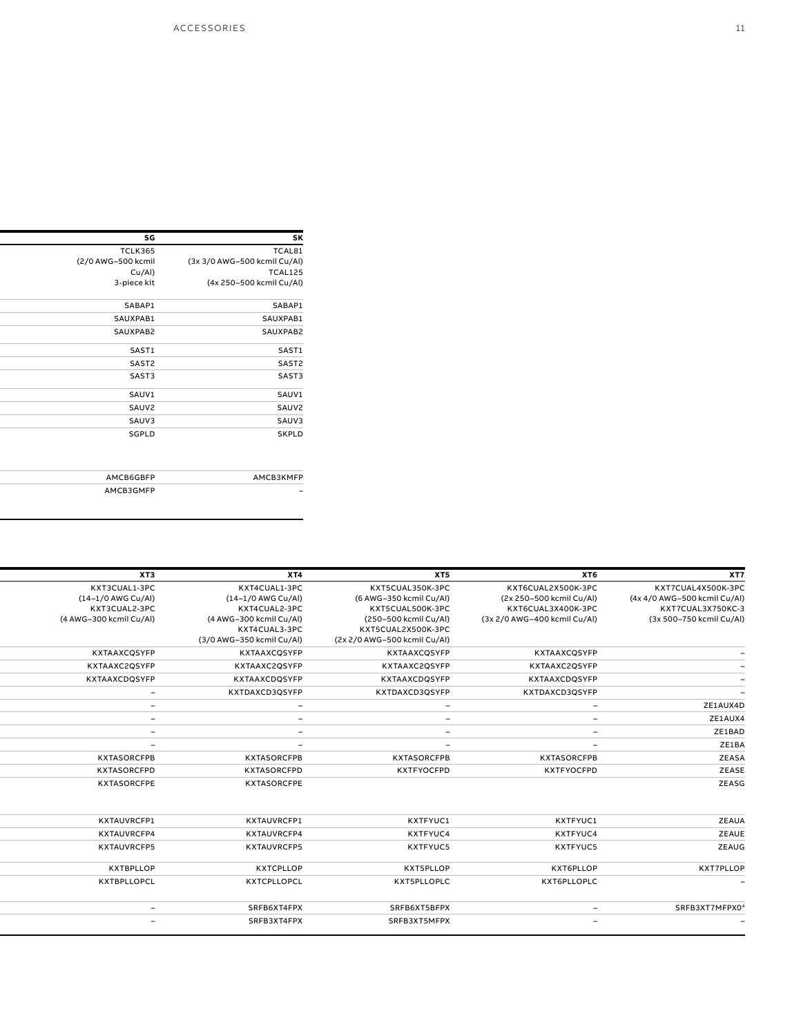| SG | SK |
|---|---|
| TCLK365 (2/0 AWG–500 kcmil Cu/Al) 3-piece kit | TCAL81 (3x 3/0 AWG–500 kcmil Cu/Al) TCAL125 (4x 250–500 kcmil Cu/Al) |
| SABAP1 | SABAP1 |
| SAUXPAB1 | SAUXPAB1 |
| SAUXPAB2 | SAUXPAB2 |
| SAST1 | SAST1 |
| SAST2 | SAST2 |
| SAST3 | SAST3 |
| SAUV1 | SAUV1 |
| SAUV2 | SAUV2 |
| SAUV3 | SAUV3 |
| SGPLD | SKPLD |
| AMCB6GBFP | AMCB3KMFP |
| AMCB3GMFP | – |

| XT3 | XT4 | XT5 | XT6 | XT7 |
|---|---|---|---|---|
| KXT3CUAL1-3PC (14–1/0 AWG Cu/Al) KXT3CUAL2-3PC (4 AWG–300 kcmil Cu/Al) | KXT4CUAL1-3PC (14–1/0 AWG Cu/Al) KXT4CUAL2-3PC (4 AWG–300 kcmil Cu/Al) KXT4CUAL3-3PC (3/0 AWG–350 kcmil Cu/Al) | KXT5CUAL350K-3PC (6 AWG–350 kcmil Cu/Al) KXT5CUAL500K-3PC (250–500 kcmil Cu/Al) KXT5CUAL2X500K-3PC (2x 2/0 AWG–500 kcmil Cu/Al) | KXT6CUAL2X500K-3PC (2x 250–500 kcmil Cu/Al) KXT6CUAL3X400K-3PC (3x 2/0 AWG–400 kcmil Cu/Al) | KXT7CUAL4X500K-3PC (4x 4/0 AWG–500 kcmil Cu/Al) KXT7CUAL3X750KC-3 (3x 500–750 kcmil Cu/Al) |
| KXTAAXCQSYFP | KXTAAXCQSYFP | KXTAAXCQSYFP | KXTAAXCQSYFP | – |
| KXTAAXC2QSYFP | KXTAAXC2QSYFP | KXTAAXC2QSYFP | KXTAAXC2QSYFP | – |
| KXTAAXCDQSYFP | KXTAAXCDQSYFP | KXTAAXCDQSYFP | KXTAAXCDQSYFP | – |
| – | KXTDAXCD3QSYFP | KXTDAXCD3QSYFP | KXTDAXCD3QSYFP | – |
| – | – | – | – | ZE1AUX4D |
| – | – | – | – | ZE1AUX4 |
| – | – | – | – | ZE1BAD |
| – | – | – | – | ZE1BA |
| KXTASORCFPB | KXTASORCFPB | KXTASORCFPB | KXTASORCFPB | ZEASA |
| KXTASORCFPD | KXTASORCFPD | KXTFYOCFPD | KXTFYOCFPD | ZEASE |
| KXTASORCFPE | KXTASORCFPE | | | ZEASG |
| KXTAUVRCFP1 | KXTAUVRCFP1 | KXTFYUC1 | KXTFYUC1 | ZEAUA |
| KXTAUVRCFP4 | KXTAUVRCFP4 | KXTFYUC4 | KXTFYUC4 | ZEAUE |
| KXTAUVRCFP5 | KXTAUVRCFP5 | KXTFYUC5 | KXTFYUC5 | ZEAUG |
| KXTBPLLOP | KXTCPLLOP | KXT5PLLOP | KXT6PLLOP | KXT7PLLOP |
| KXTBPLLOPCL | KXTCPLLOPCL | KXT5PLLOPLC | KXT6PLLOPLC | – |
| – | SRFB6XT4FPX | SRFB6XT5BFPX | – | SRFB3XT7MFPX0[4] |
| – | SRFB3XT4FPX | SRFB3XT5MFPX | – | – |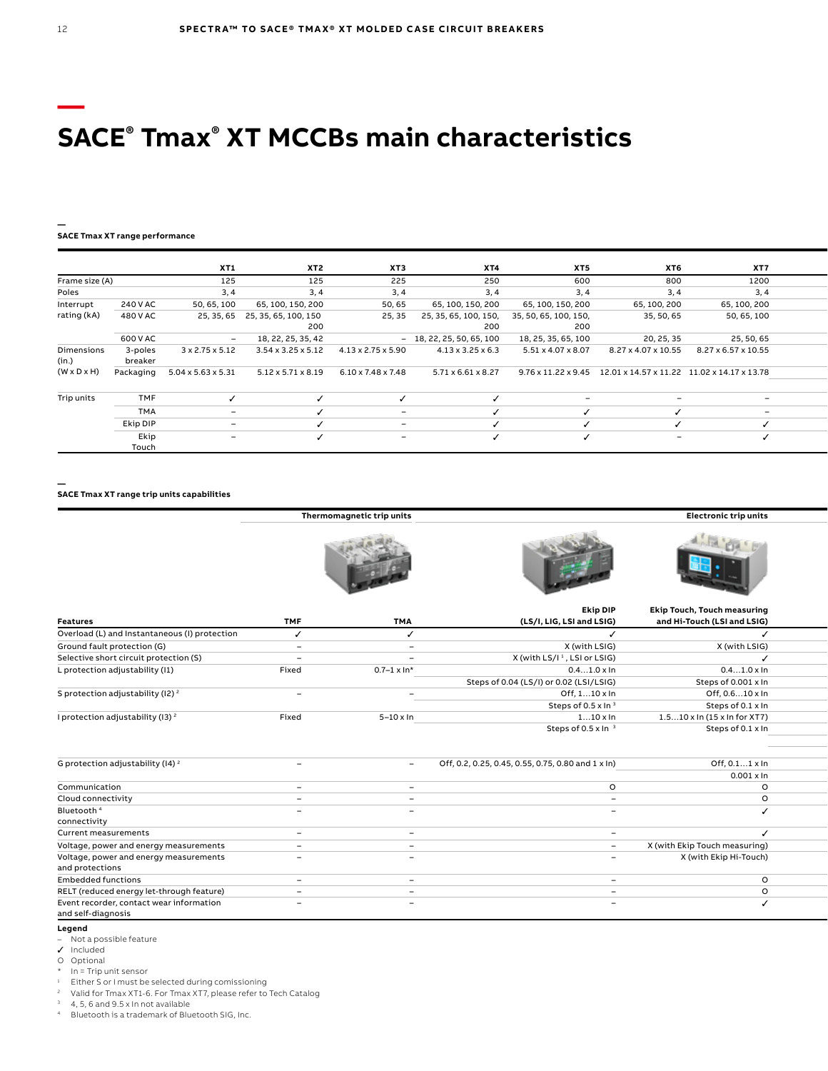# SACE® Tmax® XT MCCBs main characteristics

**SACE Tmax XT range performance**

| | | XT1 | XT2 | XT3 | XT4 | XT5 | XT6 | XT7 |
|---|---|---|---|---|---|---|---|---|
| Frame size (A) | | 125 | 125 | 225 | 250 | 600 | 800 | 1200 |
| Poles | | 3, 4 | 3, 4 | 3, 4 | 3, 4 | 3, 4 | 3, 4 | 3, 4 |
| Interrupt rating (kA) | 240 V AC | 50, 65, 100 | 65, 100, 150, 200 | 50, 65 | 65, 100, 150, 200 | 65, 100, 150, 200 | 65, 100, 200 | 65, 100, 200 |
| | 480 V AC | 25, 35, 65 | 25, 35, 65, 100, 150 200 | 25, 35 | 25, 35, 65, 100, 150, 200 | 35, 50, 65, 100, 150, 200 | 35, 50, 65 | 50, 65, 100 |
| | 600 V AC | – | 18, 22, 25, 35, 42 | – | 18, 22, 25, 50, 65, 100 | 18, 25, 35, 65, 100 | 20, 25, 35 | 25, 50, 65 |
| Dimensions (in.) (W x D x H) | 3-poles breaker | 3 x 2.75 x 5.12 | 3.54 x 3.25 x 5.12 | 4.13 x 2.75 x 5.90 | 4.13 x 3.25 x 6.3 | 5.51 x 4.07 x 8.07 | 8.27 x 4.07 x 10.55 | 8.27 x 6.57 x 10.55 |
| | Packaging | 5.04 x 5.63 x 5.31 | 5.12 x 5.71 x 8.19 | 6.10 x 7.48 x 7.48 | 5.71 x 6.61 x 8.27 | 9.76 x 11.22 x 9.45 | 12.01 x 14.57 x 11.22 | 11.02 x 14.17 x 13.78 |
| Trip units | TMF | ✓ | ✓ | ✓ | ✓ | – | – | – |
| | TMA | – | ✓ | – | ✓ | ✓ | ✓ | – |
| | Ekip DIP | – | ✓ | – | ✓ | ✓ | ✓ | ✓ |
| | Ekip Touch | – | ✓ | – | ✓ | ✓ | – | ✓ |

**SACE Tmax XT range trip units capabilities**

| | Thermomagnetic trip units | | Electronic trip units | |
|---|---|---|---|---|
| **Features** | **TMF** | **TMA** | **Ekip DIP (LS/I, LIG, LSI and LSIG)** | **Ekip Touch, Touch measuring and Hi-Touch (LSI and LSIG)** |
| Overload (L) and Instantaneous (I) protection | ✓ | ✓ | ✓ | ✓ |
| Ground fault protection (G) | – | – | X (with LSIG) | X (with LSIG) |
| Selective short circuit protection (S) | – | – | X (with LS/I [1], LSI or LSIG) | ✓ |
| L protection adjustability (I1) | Fixed | 0.7–1 x In* | 0.4…1.0 x In<br>Steps of 0.04 (LS/I) or 0.02 (LSI/LSIG) | 0.4…1.0 x In<br>Steps of 0.001 x In |
| S protection adjustability (I2) [2] | – | – | Off, 1…10 x In<br>Steps of 0.5 x In [3] | Off, 0.6…10 x In<br>Steps of 0.1 x In |
| I protection adjustability (I3) [2] | Fixed | 5–10 x In | 1…10 x In<br>Steps of 0.5 x In [3] | 1.5…10 x In (15 x In for XT7)<br>Steps of 0.1 x In |
| G protection adjustability (I4) [2] | – | – | Off, 0.2, 0.25, 0.45, 0.55, 0.75, 0.80 and 1 x In) | Off, 0.1…1 x In<br>0.001 x In |
| Communication | – | – | O | O |
| Cloud connectivity | – | – | – | O |
| Bluetooth [4] connectivity | – | – | – | ✓ |
| Current measurements | – | – | – | ✓ |
| Voltage, power and energy measurements | – | – | – | X (with Ekip Touch measuring) |
| Voltage, power and energy measurements and protections | – | – | – | X (with Ekip Hi-Touch) |
| Embedded functions | – | – | – | O |
| RELT (reduced energy let-through feature) | – | – | – | O |
| Event recorder, contact wear information and self-diagnosis | – | – | – | ✓ |

**Legend**

– Not a possible feature
✓ Included
O Optional
\* In = Trip unit sensor
[1] Either S or I must be selected during comissioning
[2] Valid for Tmax XT1-6. For Tmax XT7, please refer to Tech Catalog
[3] 4, 5, 6 and 9.5 x In not available
[4] Bluetooth is a trademark of Bluetooth SIG, Inc.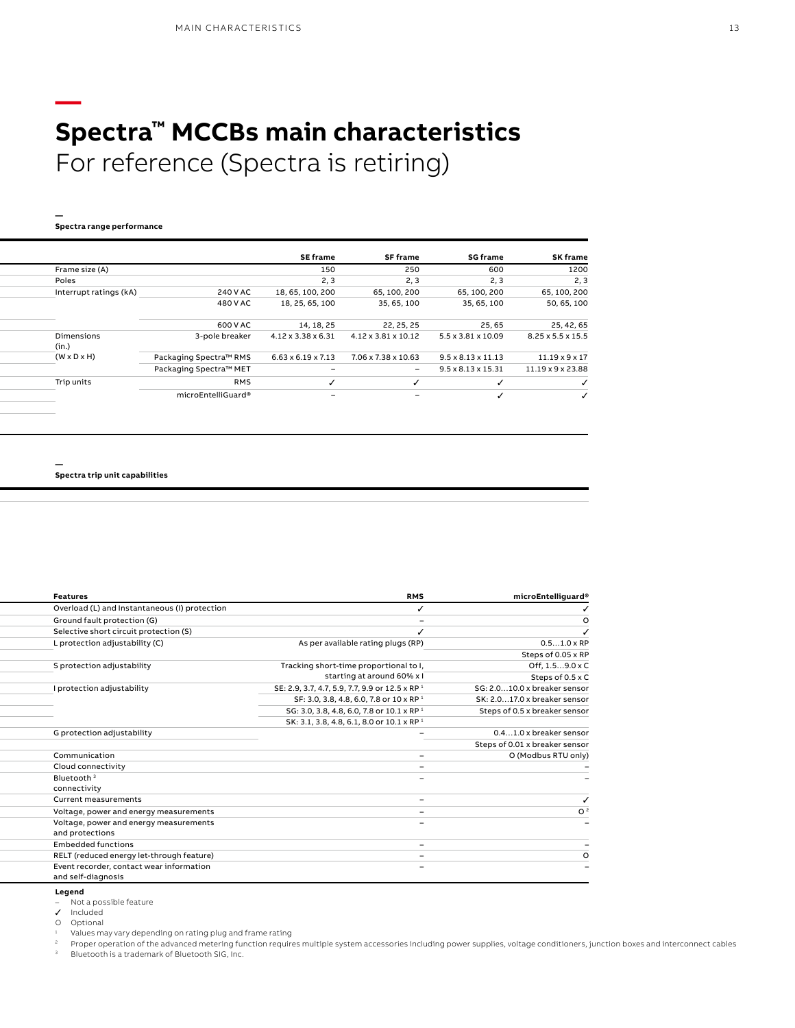# Spectra™ MCCBs main characteristics

For reference (Spectra is retiring)

**Spectra range performance**

| | | SE frame | SF frame | SG frame | SK frame |
|---|---|---|---|---|---|
| Frame size (A) | | 150 | 250 | 600 | 1200 |
| Poles | | 2, 3 | 2, 3 | 2, 3 | 2, 3 |
| Interrupt ratings (kA) | 240 V AC | 18, 65, 100, 200 | 65, 100, 200 | 65, 100, 200 | 65, 100, 200 |
| | 480 V AC | 18, 25, 65, 100 | 35, 65, 100 | 35, 65, 100 | 50, 65, 100 |
| | 600 V AC | 14, 18, 25 | 22, 25, 25 | 25, 65 | 25, 42, 65 |
| Dimensions (in.) | 3-pole breaker | 4.12 x 3.38 x 6.31 | 4.12 x 3.81 x 10.12 | 5.5 x 3.81 x 10.09 | 8.25 x 5.5 x 15.5 |
| (W x D x H) | Packaging Spectra™ RMS | 6.63 x 6.19 x 7.13 | 7.06 x 7.38 x 10.63 | 9.5 x 8.13 x 11.13 | 11.19 x 9 x 17 |
| | Packaging Spectra™ MET | – | – | 9.5 x 8.13 x 15.31 | 11.19 x 9 x 23.88 |
| Trip units | RMS | ✓ | ✓ | ✓ | ✓ |
| | microEntelliGuard® | – | – | ✓ | ✓ |

**Spectra trip unit capabilities**

| Features | RMS | microEntelliguard® |
|---|---|---|
| Overload (L) and Instantaneous (I) protection | ✓ | ✓ |
| Ground fault protection (G) | – | O |
| Selective short circuit protection (S) | ✓ | ✓ |
| L protection adjustability (C) | As per available rating plugs (RP) | 0.5…1.0 x RP |
| | | Steps of 0.05 x RP |
| S protection adjustability | Tracking short-time proportional to I, starting at around 60% x I | Off, 1.5…9.0 x C |
| | | Steps of 0.5 x C |
| I protection adjustability | SE: 2.9, 3.7, 4.7, 5.9, 7.7, 9.9 or 12.5 x RP [1] | SG: 2.0…10.0 x breaker sensor |
| | SF: 3.0, 3.8, 4.8, 6.0, 7.8 or 10 x RP [1] | SK: 2.0…17.0 x breaker sensor |
| | SG: 3.0, 3.8, 4.8, 6.0, 7.8 or 10.1 x RP [1] | Steps of 0.5 x breaker sensor |
| | SK: 3.1, 3.8, 4.8, 6.1, 8.0 or 10.1 x RP [1] | |
| G protection adjustability | – | 0.4…1.0 x breaker sensor |
| | | Steps of 0.01 x breaker sensor |
| Communication | – | O (Modbus RTU only) |
| Cloud connectivity | – | – |
| Bluetooth [3] connectivity | – | – |
| Current measurements | – | ✓ |
| Voltage, power and energy measurements | – | O [2] |
| Voltage, power and energy measurements and protections | – | – |
| Embedded functions | – | – |
| RELT (reduced energy let-through feature) | – | O |
| Event recorder, contact wear information and self-diagnosis | – | – |

**Legend**

– Not a possible feature

✓ Included

O Optional

[1] Values may vary depending on rating plug and frame rating

[2] Proper operation of the advanced metering function requires multiple system accessories including power supplies, voltage conditioners, junction boxes and interconnect cables

[3] Bluetooth is a trademark of Bluetooth SIG, Inc.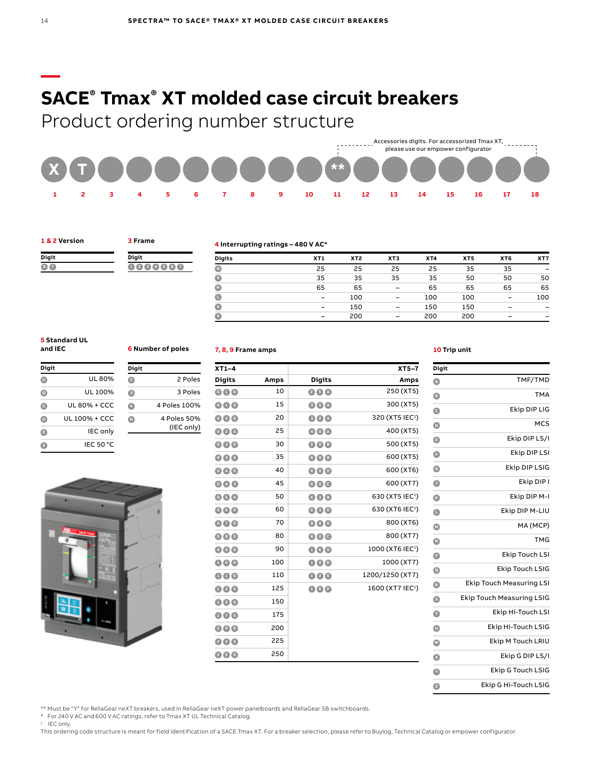# SACE® Tmax® XT molded case circuit breakers

## Product ordering number structure

Accessories digits. For accessorized Tmax XT, please use our empower configurator

| X | T | | | | | | | | | ** | | | | | | | |
|---|---|---|---|---|---|---|---|---|---|---|---|---|---|---|---|---|---|
| 1 | 2 | 3 | 4 | 5 | 6 | 7 | 8 | 9 | 10 | 11 | 12 | 13 | 14 | 15 | 16 | 17 | 18 |

### 1 & 2 Version

| Digit |
|---|
| X T |

### 3 Frame

| Digit |
|---|
| 1 2 3 4 5 6 7 |

### 4 Interrupting ratings – 480 V AC*

| Digits | XT1 | XT2 | XT3 | XT4 | XT5 | XT6 | XT7 |
|---|---|---|---|---|---|---|---|
| N | 25 | 25 | 25 | 25 | 35 | 35 | – |
| S | 35 | 35 | 35 | 35 | 50 | 50 | 50 |
| H | 65 | 65 | – | 65 | 65 | 65 | 65 |
| L | – | 100 | – | 100 | 100 | – | 100 |
| V | – | 150 | – | 150 | 150 | – | – |
| X | – | 200 | – | 200 | 200 | – | – |

### 5 Standard UL and IEC

| Digit | |
|---|---|
| U | UL 80% |
| Q | UL 100% |
| C | UL 80% + CCC |
| D | UL 100% + CCC |
| E | IEC only |
| S | IEC 50 °C |

### 6 Number of poles

| Digit | |
|---|---|
| 2 | 2 Poles |
| 3 | 3 Poles |
| 4 | 4 Poles 100% |
| N | 4 Poles 50% (IEC only) |

### 7, 8, 9 Frame amps

| XT1–4 | | XT5–7 | |
|---|---|---|---|
| **Digits** | **Amps** | **Digits** | **Amps** |
| 0 1 0 | 10 | 2 5 A | 250 (XT5) |
| 0 1 5 | 15 | 3 0 A | 300 (XT5) |
| 0 2 0 | 20 | 3 2 A | 320 (XT5 IEC[1]) |
| 0 2 5 | 25 | 4 0 A | 400 (XT5) |
| 0 3 0 | 30 | 5 0 B | 500 (XT5) |
| 0 3 5 | 35 | 6 0 B | 600 (XT5) |
| 0 4 0 | 40 | 6 0 0 | 600 (XT6) |
| 0 4 5 | 45 | 6 0 C | 600 (XT7) |
| 0 5 0 | 50 | 6 3 B | 630 (XT5 IEC[1]) |
| 0 6 0 | 60 | 6 3 0 | 630 (XT6 IEC[1]) |
| 0 7 0 | 70 | 8 0 0 | 800 (XT6) |
| 0 8 0 | 80 | 8 0 C | 800 (XT7) |
| 0 9 0 | 90 | 1 K 0 | 1000 (XT6 IEC[1]) |
| 1 0 0 | 100 | 1 0 D | 1000 (XT7) |
| 1 1 0 | 110 | 1 2 E | 1200/1250 (XT7) |
| 1 2 5 | 125 | 1 6 F | 1600 (XT7 IEC[1]) |
| 1 5 0 | 150 | | |
| 1 7 5 | 175 | | |
| 2 0 0 | 200 | | |
| 2 2 5 | 225 | | |
| 2 5 0 | 250 | | |

### 10 Trip unit

| Digit | |
|---|---|
| A | TMF/TMD |
| B | TMA |
| C | Ekip DIP LIG |
| D | MCS |
| E | Ekip DIP LS/I |
| F | Ekip DIP LSI |
| G | Ekip DIP LSIG |
| J | Ekip DIP I |
| K | Ekip DIP M-I |
| L | Ekip DIP M-LIU |
| M | MA (MCP) |
| N | TMG |
| P | Ekip Touch LSI |
| Q | Ekip Touch LSIG |
| R | Ekip Touch Measuring LSI |
| S | Ekip Touch Measuring LSIG |
| T | Ekip Hi-Touch LSI |
| U | Ekip Hi-Touch LSIG |
| W | Ekip M Touch LRIU |
| X | Ekip G DIP LS/I |
| Y | Ekip G Touch LSIG |
| Z | Ekip G Hi-Touch LSIG |

** Must be "Y" for ReliaGear neXT breakers, used in ReliaGear neXT power panelboards and ReliaGear SB switchboards.
* For 240 V AC and 600 V AC ratings, refer to Tmax XT UL Technical Catalog.
[1] IEC only.
This ordering code structure is meant for field identification of a SACE Tmax XT. For a breaker selection, please refer to Buylog, Technical Catalog or empower configurator.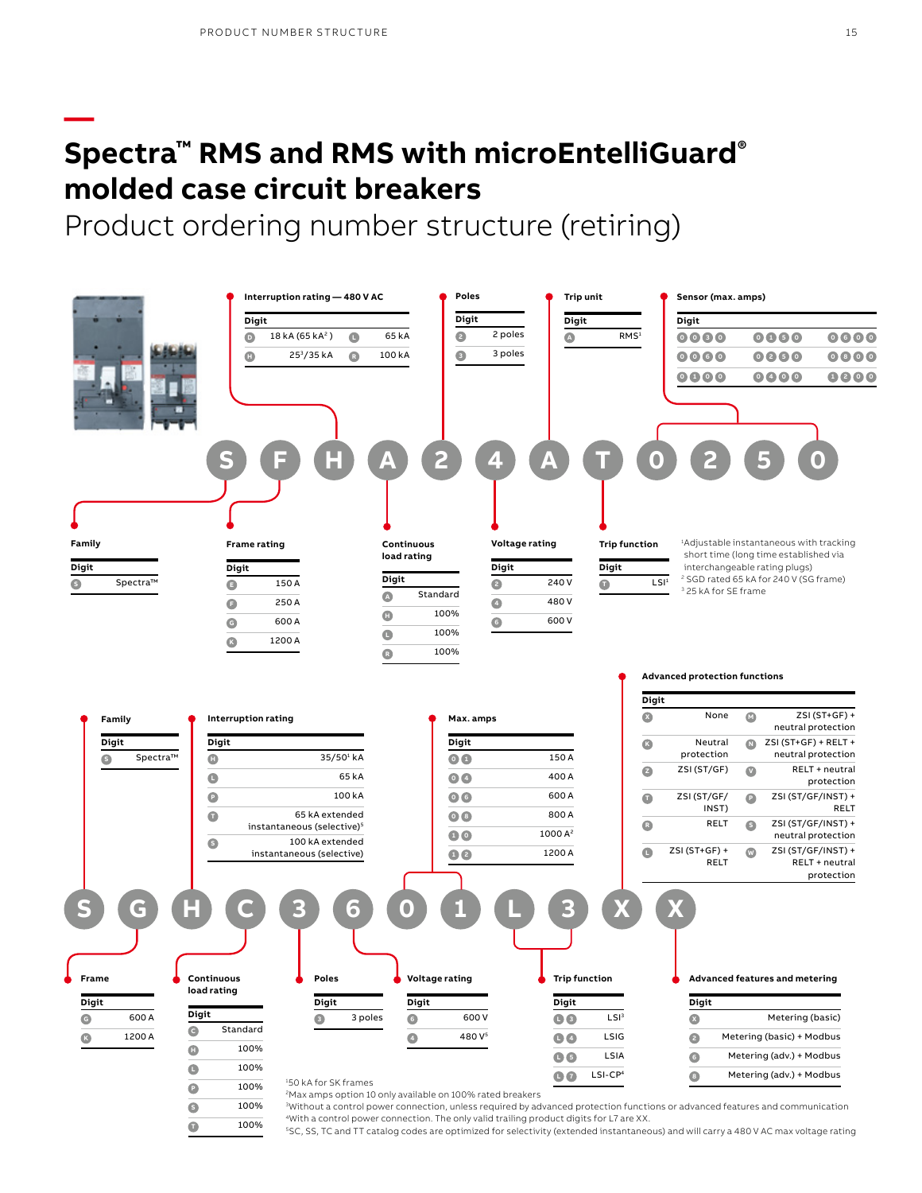# Spectra™ RMS and RMS with microEntelliGuard® molded case circuit breakers

## Product ordering number structure (retiring)

**S F H A 2 4 A T 0 2 5 0**

**Family**

| Digit | |
|---|---|
| S | Spectra™ |

**Frame rating**

| Digit | |
|---|---|
| E | 150 A |
| F | 250 A |
| G | 600 A |
| K | 1200 A |

**Interruption rating — 480 V AC**

| Digit | | Digit | |
|---|---|---|---|
| D | 18 kA (65 kA[2]) | L | 65 kA |
| H | 25[3]/35 kA | R | 100 kA |

**Continuous load rating**

| Digit | |
|---|---|
| A | Standard |
| H | 100% |
| L | 100% |
| R | 100% |

**Poles**

| Digit | |
|---|---|
| 2 | 2 poles |
| 3 | 3 poles |

**Voltage rating**

| Digit | |
|---|---|
| 2 | 240 V |
| 4 | 480 V |
| 6 | 600 V |

**Trip unit**

| Digit | |
|---|---|
| A | RMS[1] |

**Trip function**

| Digit | |
|---|---|
| T | LSI[1] |

**Sensor (max. amps)**

| Digit | Digit | Digit |
|---|---|---|
| 0030 | 0150 | 0600 |
| 0060 | 0250 | 0800 |
| 0100 | 0400 | 1200 |

[1]Adjustable instantaneous with tracking short time (long time established via interchangeable rating plugs)
[2] SGD rated 65 kA for 240 V (SG frame)
[3] 25 kA for SE frame

**S G H C 3 6 0 1 L 3 X X**

**Family**

| Digit | |
|---|---|
| S | Spectra™ |

**Frame**

| Digit | |
|---|---|
| G | 600 A |
| K | 1200 A |

**Interruption rating**

| Digit | |
|---|---|
| H | 35/50[1] kA |
| L | 65 kA |
| P | 100 kA |
| T | 65 kA extended instantaneous (selective)[5] |
| S | 100 kA extended instantaneous (selective) |

**Continuous load rating**

| Digit | |
|---|---|
| C | Standard |
| H | 100% |
| L | 100% |
| P | 100% |
| S | 100% |
| T | 100% |

**Poles**

| Digit | |
|---|---|
| 3 | 3 poles |

**Voltage rating**

| Digit | |
|---|---|
| 6 | 600 V |
| 4 | 480 V[5] |

**Max. amps**

| Digit | |
|---|---|
| 01 | 150 A |
| 04 | 400 A |
| 06 | 600 A |
| 08 | 800 A |
| 10 | 1000 A[2] |
| 12 | 1200 A |

**Trip function**

| Digit | |
|---|---|
| L3 | LSI[3] |
| L4 | LSIG |
| L5 | LSIA |
| L7 | LSI-CP[4] |

**Advanced protection functions**

| Digit | | Digit | |
|---|---|---|---|
| X | None | M | ZSI (ST+GF) + neutral protection |
| K | Neutral protection | N | ZSI (ST+GF) + RELT + neutral protection |
| Z | ZSI (ST/GF) | V | RELT + neutral protection |
| T | ZSI (ST/GF/INST) | P | ZSI (ST/GF/INST) + RELT |
| R | RELT | S | ZSI (ST/GF/INST) + neutral protection |
| L | ZSI (ST+GF) + RELT | W | ZSI (ST/GF/INST) + RELT + neutral protection |

**Advanced features and metering**

| Digit | |
|---|---|
| X | Metering (basic) |
| 2 | Metering (basic) + Modbus |
| 6 | Metering (adv.) + Modbus |
| 8 | Metering (adv.) + Modbus |

[1]50 kA for SK frames
[2]Max amps option 10 only available on 100% rated breakers
[3]Without a control power connection, unless required by advanced protection functions or advanced features and communication
[4]With a control power connection. The only valid trailing product digits for L7 are XX.
[5]SC, SS, TC and TT catalog codes are optimized for selectivity (extended instantaneous) and will carry a 480 V AC max voltage rating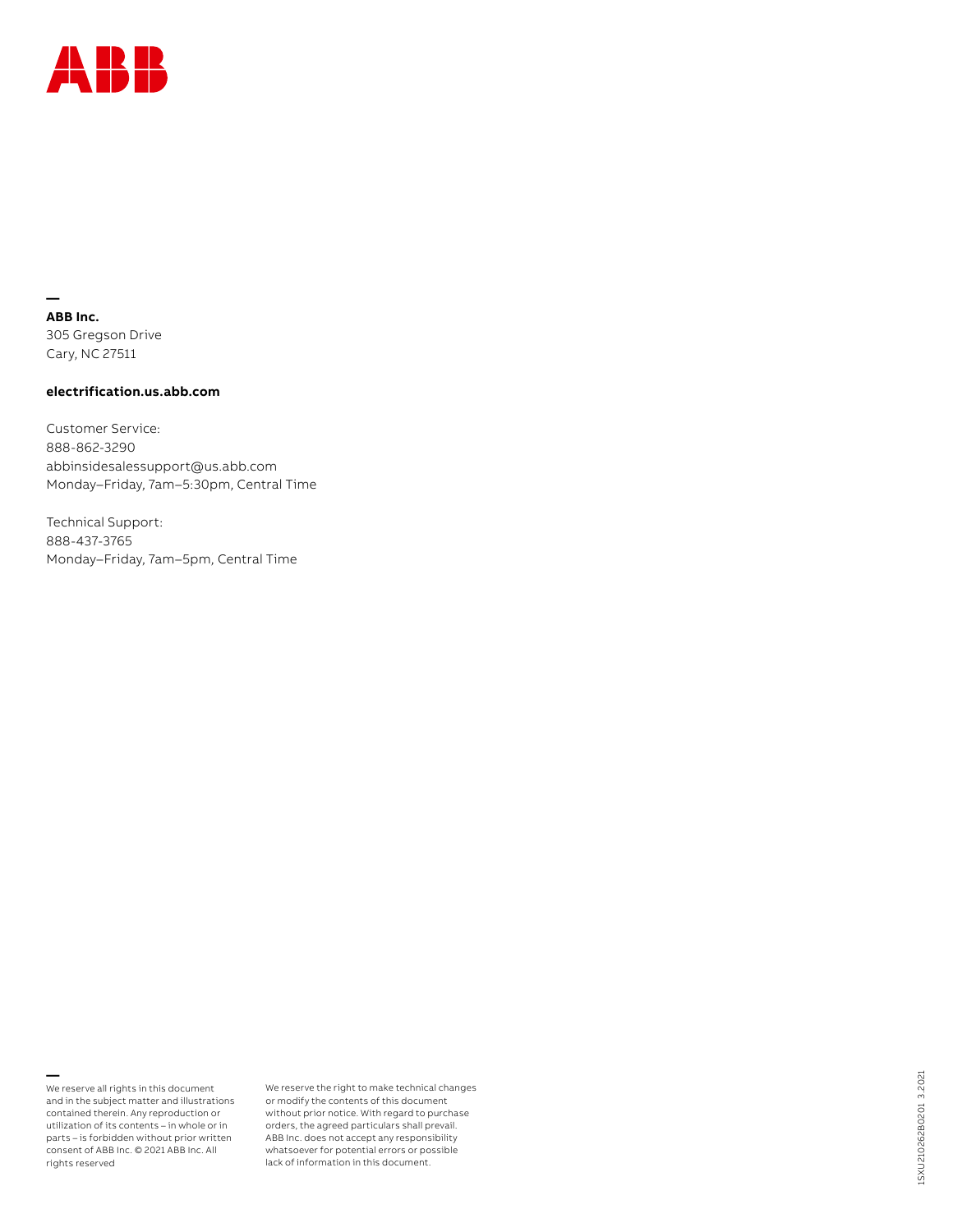—

**ABB Inc.**
305 Gregson Drive
Cary, NC 27511

**electrification.us.abb.com**

Customer Service:
888-862-3290
abbinsidesalessupport@us.abb.com
Monday–Friday, 7am–5:30pm, Central Time

Technical Support:
888-437-3765
Monday–Friday, 7am–5pm, Central Time

—

We reserve all rights in this document and in the subject matter and illustrations contained therein. Any reproduction or utilization of its contents – in whole or in parts – is forbidden without prior written consent of ABB Inc. © 2021 ABB Inc. All rights reserved

We reserve the right to make technical changes or modify the contents of this document without prior notice. With regard to purchase orders, the agreed particulars shall prevail. ABB Inc. does not accept any responsibility whatsoever for potential errors or possible lack of information in this document.

1SXU210262B0201 3.2021